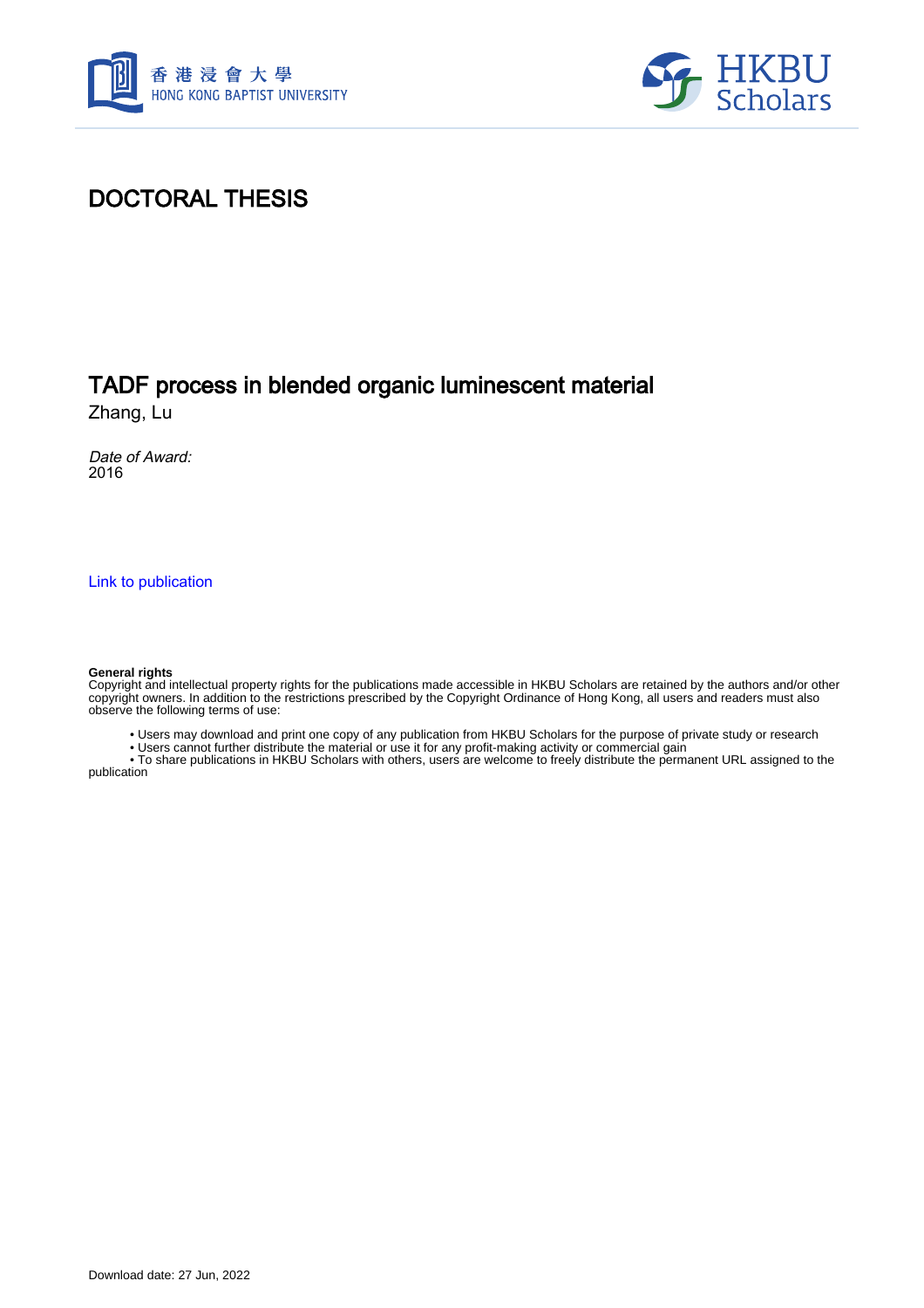香港浸會大學
HONG KONG BAPTIST UNIVERSITY

HKBU Scholars

# DOCTORAL THESIS

## TADF process in blended organic luminescent material

Zhang, Lu

*Date of Award:*
2016

Link to publication

**General rights**
Copyright and intellectual property rights for the publications made accessible in HKBU Scholars are retained by the authors and/or other copyright owners. In addition to the restrictions prescribed by the Copyright Ordinance of Hong Kong, all users and readers must also observe the following terms of use:

- Users may download and print one copy of any publication from HKBU Scholars for the purpose of private study or research
- Users cannot further distribute the material or use it for any profit-making activity or commercial gain
- To share publications in HKBU Scholars with others, users are welcome to freely distribute the permanent URL assigned to the publication

Download date: 27 Jun, 2022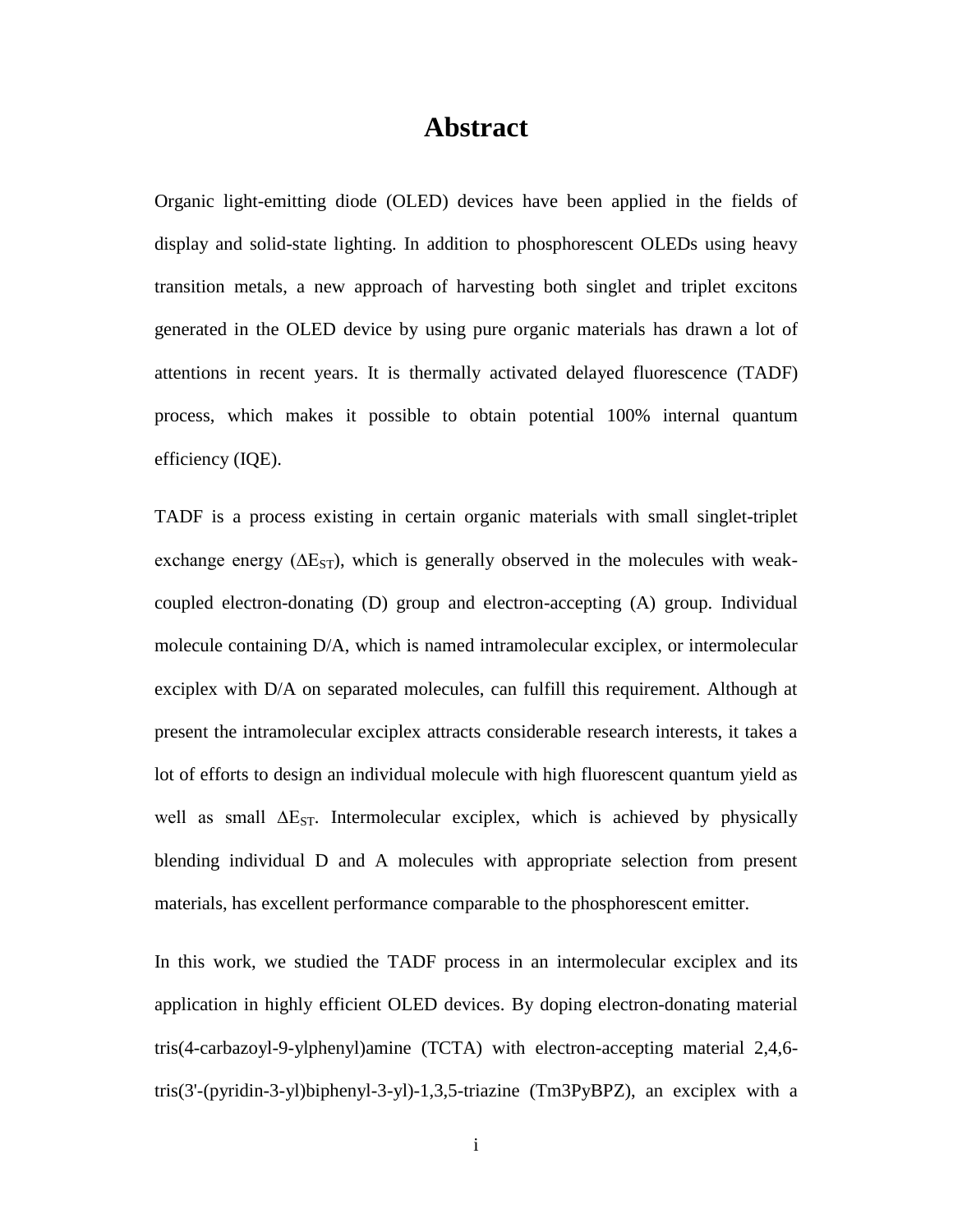# Abstract

Organic light-emitting diode (OLED) devices have been applied in the fields of display and solid-state lighting. In addition to phosphorescent OLEDs using heavy transition metals, a new approach of harvesting both singlet and triplet excitons generated in the OLED device by using pure organic materials has drawn a lot of attentions in recent years. It is thermally activated delayed fluorescence (TADF) process, which makes it possible to obtain potential 100% internal quantum efficiency (IQE).

TADF is a process existing in certain organic materials with small singlet-triplet exchange energy ($\Delta E_{ST}$), which is generally observed in the molecules with weak-coupled electron-donating (D) group and electron-accepting (A) group. Individual molecule containing D/A, which is named intramolecular exciplex, or intermolecular exciplex with D/A on separated molecules, can fulfill this requirement. Although at present the intramolecular exciplex attracts considerable research interests, it takes a lot of efforts to design an individual molecule with high fluorescent quantum yield as well as small $\Delta E_{ST}$. Intermolecular exciplex, which is achieved by physically blending individual D and A molecules with appropriate selection from present materials, has excellent performance comparable to the phosphorescent emitter.

In this work, we studied the TADF process in an intermolecular exciplex and its application in highly efficient OLED devices. By doping electron-donating material tris(4-carbazoyl-9-ylphenyl)amine (TCTA) with electron-accepting material 2,4,6-tris(3'-(pyridin-3-yl)biphenyl-3-yl)-1,3,5-triazine (Tm3PyBPZ), an exciplex with a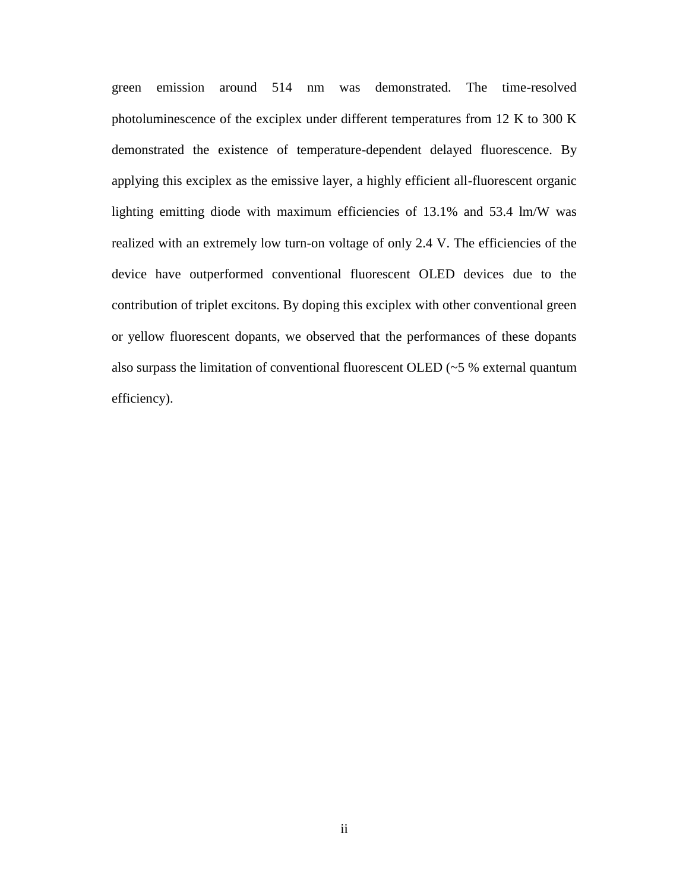green emission around 514 nm was demonstrated. The time-resolved photoluminescence of the exciplex under different temperatures from 12 K to 300 K demonstrated the existence of temperature-dependent delayed fluorescence. By applying this exciplex as the emissive layer, a highly efficient all-fluorescent organic lighting emitting diode with maximum efficiencies of 13.1% and 53.4 lm/W was realized with an extremely low turn-on voltage of only 2.4 V. The efficiencies of the device have outperformed conventional fluorescent OLED devices due to the contribution of triplet excitons. By doping this exciplex with other conventional green or yellow fluorescent dopants, we observed that the performances of these dopants also surpass the limitation of conventional fluorescent OLED (~5 % external quantum efficiency).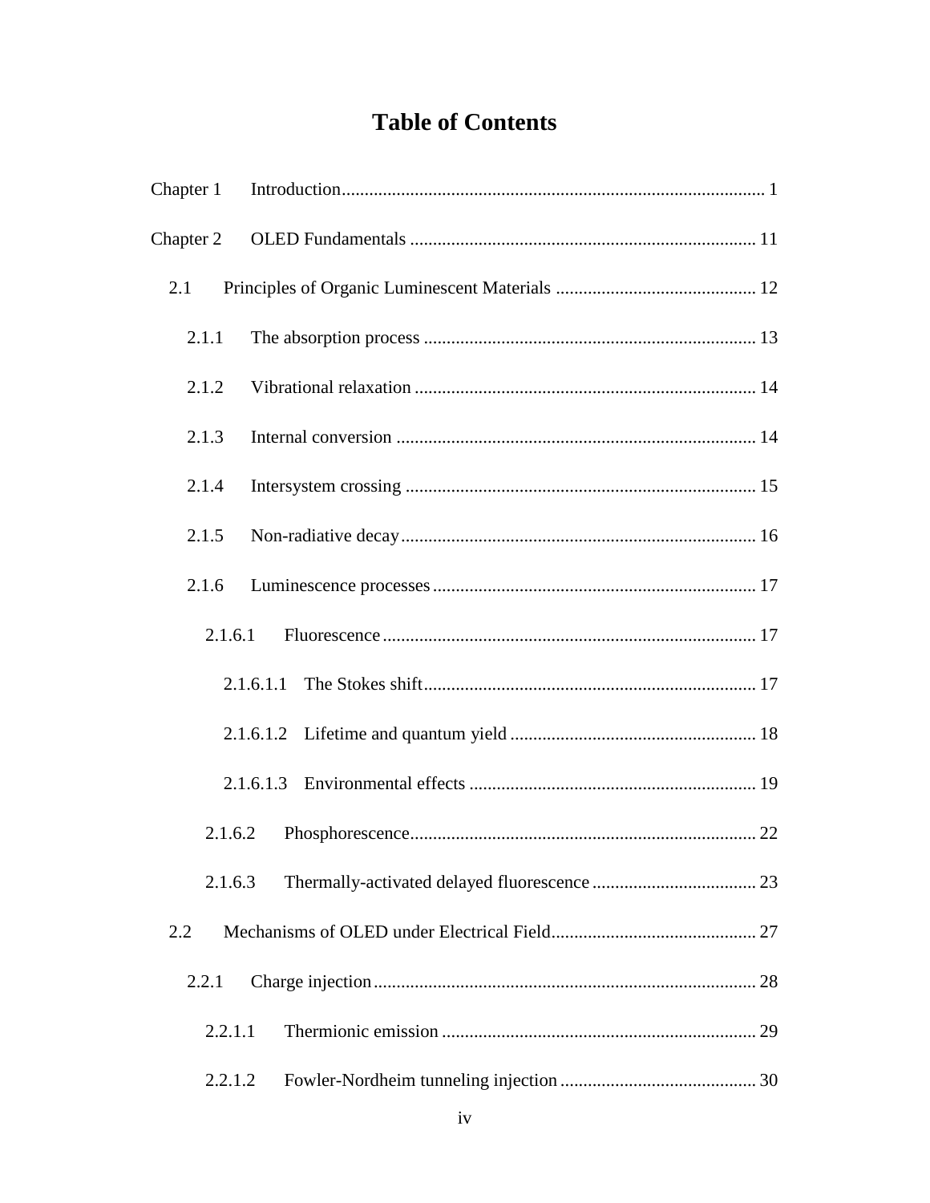# Table of Contents

Chapter 1 Introduction ........................................................................................ 1

Chapter 2 OLED Fundamentals ........................................................................ 11

- 2.1 Principles of Organic Luminescent Materials ........................................ 12
  - 2.1.1 The absorption process ..................................................................... 13
  - 2.1.2 Vibrational relaxation ....................................................................... 14
  - 2.1.3 Internal conversion ........................................................................... 14
  - 2.1.4 Intersystem crossing ......................................................................... 15
  - 2.1.5 Non-radiative decay .......................................................................... 16
  - 2.1.6 Luminescence processes ................................................................... 17
    - 2.1.6.1 Fluorescence ............................................................................... 17
      - 2.1.6.1.1 The Stokes shift ................................................................... 17
      - 2.1.6.1.2 Lifetime and quantum yield ................................................. 18
      - 2.1.6.1.3 Environmental effects .......................................................... 19
    - 2.1.6.2 Phosphorescence ......................................................................... 22
    - 2.1.6.3 Thermally-activated delayed fluorescence .................................. 23
- 2.2 Mechanisms of OLED under Electrical Field ......................................... 27
  - 2.2.1 Charge injection ................................................................................. 28
    - 2.2.1.1 Thermionic emission ................................................................... 29
    - 2.2.1.2 Fowler-Nordheim tunneling injection .......................................... 30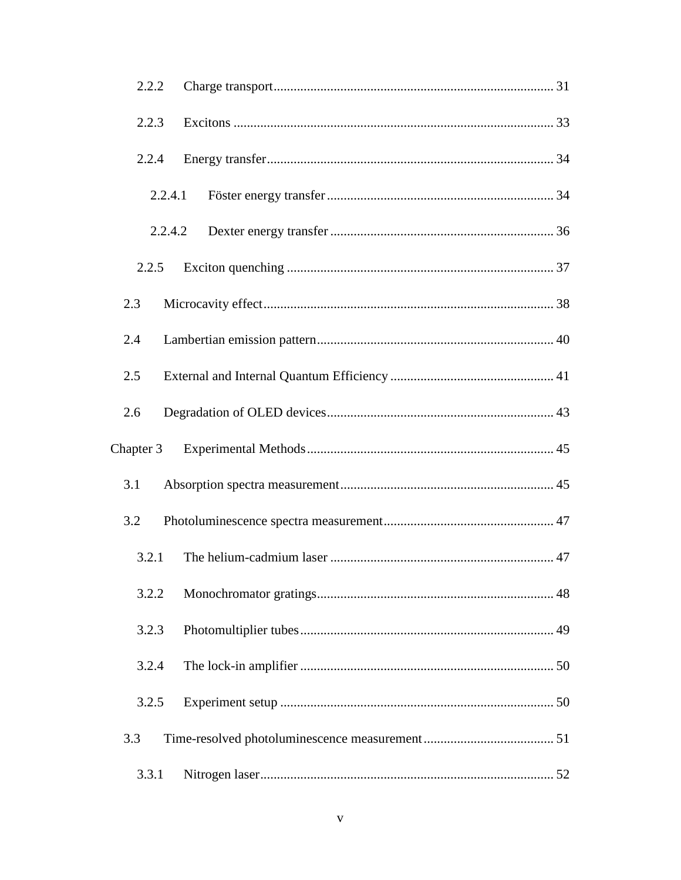2.2.2 Charge transport ... 31

2.2.3 Excitons ... 33

2.2.4 Energy transfer ... 34

2.2.4.1 Föster energy transfer ... 34

2.2.4.2 Dexter energy transfer ... 36

2.2.5 Exciton quenching ... 37

2.3 Microcavity effect ... 38

2.4 Lambertian emission pattern ... 40

2.5 External and Internal Quantum Efficiency ... 41

2.6 Degradation of OLED devices ... 43

Chapter 3 Experimental Methods ... 45

3.1 Absorption spectra measurement ... 45

3.2 Photoluminescence spectra measurement ... 47

3.2.1 The helium-cadmium laser ... 47

3.2.2 Monochromator gratings ... 48

3.2.3 Photomultiplier tubes ... 49

3.2.4 The lock-in amplifier ... 50

3.2.5 Experiment setup ... 50

3.3 Time-resolved photoluminescence measurement ... 51

3.3.1 Nitrogen laser ... 52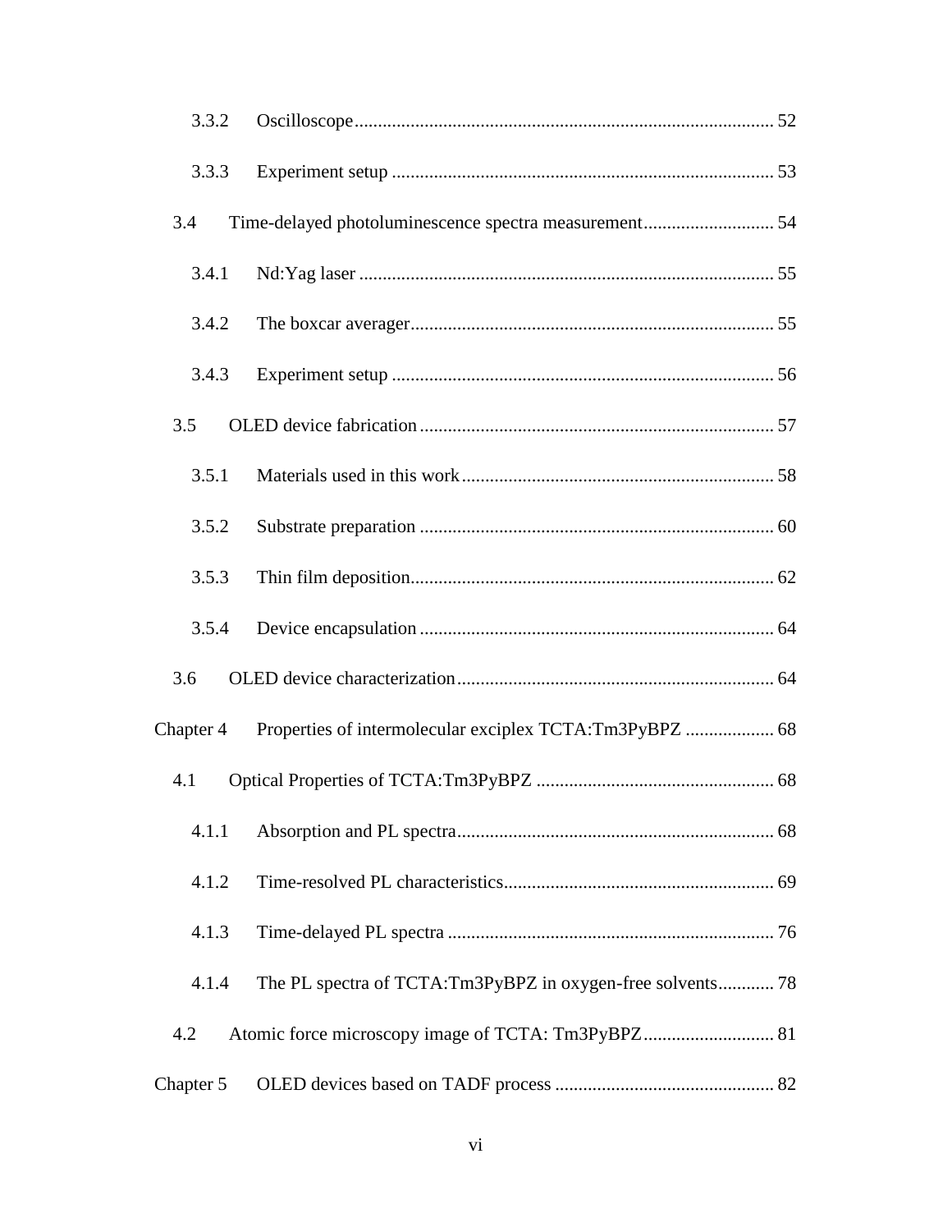3.3.2 Oscilloscope ... 52

3.3.3 Experiment setup ... 53

3.4 Time-delayed photoluminescence spectra measurement ... 54

3.4.1 Nd:Yag laser ... 55

3.4.2 The boxcar averager ... 55

3.4.3 Experiment setup ... 56

3.5 OLED device fabrication ... 57

3.5.1 Materials used in this work ... 58

3.5.2 Substrate preparation ... 60

3.5.3 Thin film deposition ... 62

3.5.4 Device encapsulation ... 64

3.6 OLED device characterization ... 64

Chapter 4 Properties of intermolecular exciplex TCTA:Tm3PyBPZ ... 68

4.1 Optical Properties of TCTA:Tm3PyBPZ ... 68

4.1.1 Absorption and PL spectra ... 68

4.1.2 Time-resolved PL characteristics ... 69

4.1.3 Time-delayed PL spectra ... 76

4.1.4 The PL spectra of TCTA:Tm3PyBPZ in oxygen-free solvents ... 78

4.2 Atomic force microscopy image of TCTA: Tm3PyBPZ ... 81

Chapter 5 OLED devices based on TADF process ... 82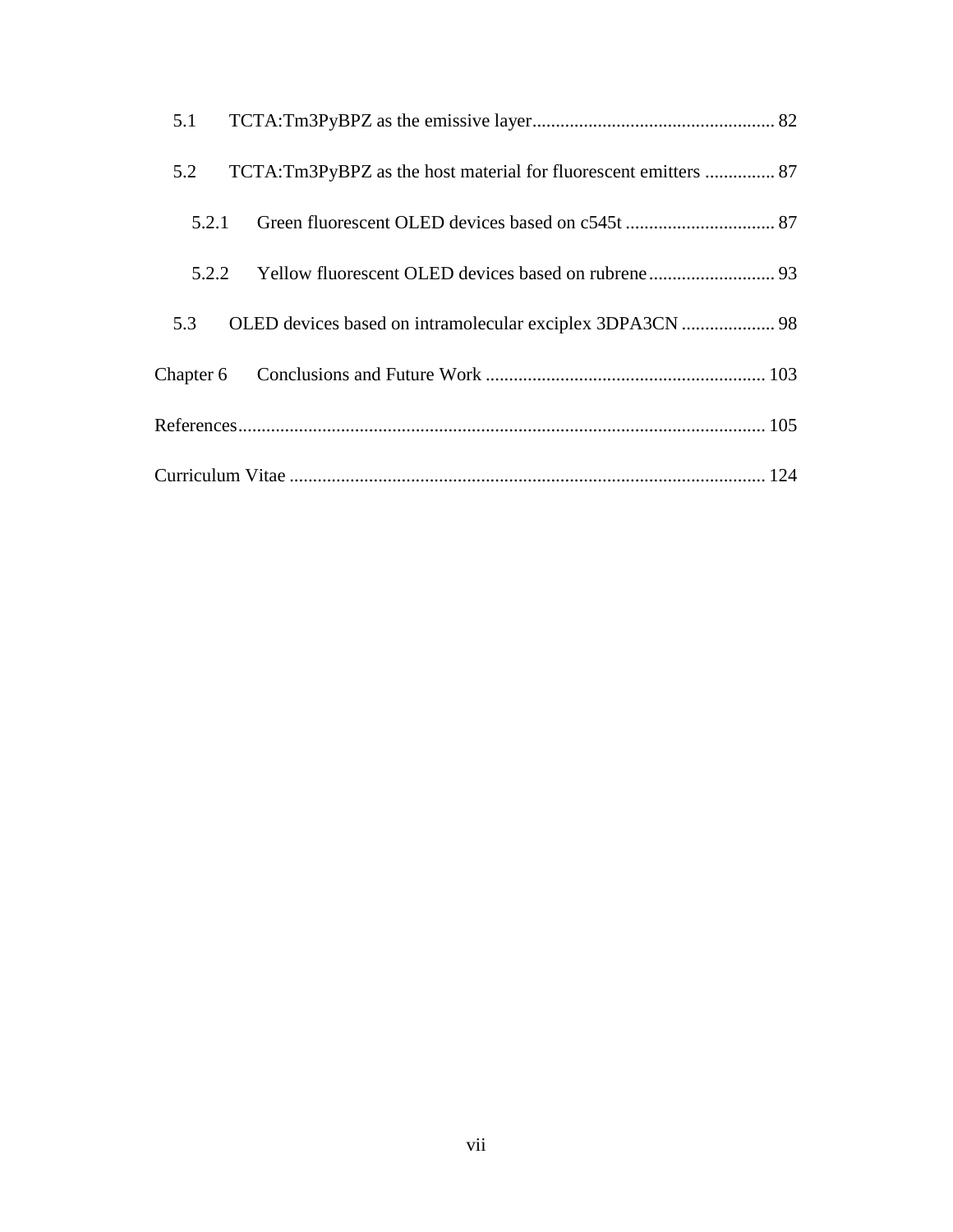5.1 TCTA:Tm3PyBPZ as the emissive layer .................................................... 82

5.2 TCTA:Tm3PyBPZ as the host material for fluorescent emitters ............... 87

5.2.1 Green fluorescent OLED devices based on c545t ................................ 87

5.2.2 Yellow fluorescent OLED devices based on rubrene ........................... 93

5.3 OLED devices based on intramolecular exciplex 3DPA3CN .................... 98

Chapter 6 Conclusions and Future Work ............................................................ 103

References ................................................................................................................ 105

Curriculum Vitae ..................................................................................................... 124